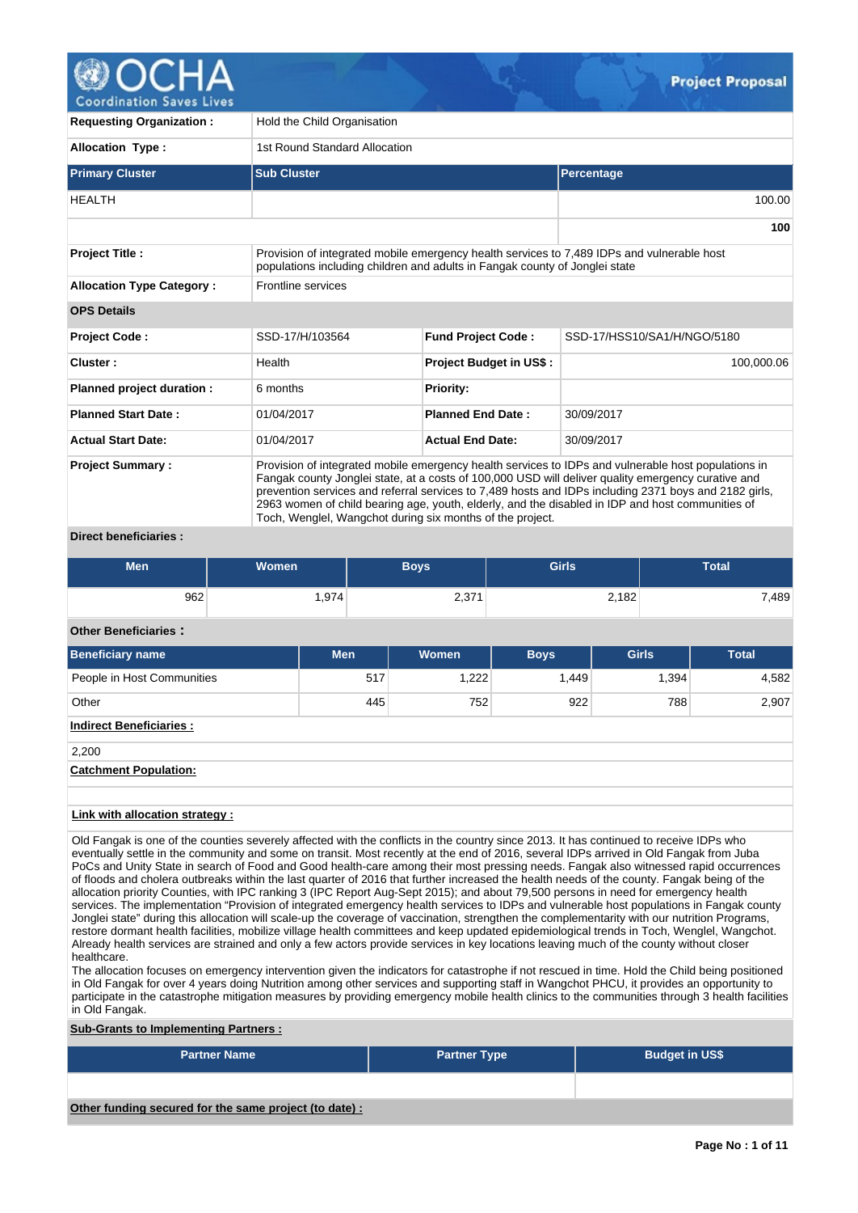# Project Proposal

| Requesting Organization : | Hold the Child Organisation |
|---|---|
| Allocation Type : | 1st Round Standard Allocation |

| Primary Cluster | Sub Cluster | Percentage |
|---|---|---|
| HEALTH | | 100.00 |
| | | 100 |

| Project Title : | Provision of integrated mobile emergency health services to 7,489 IDPs and vulnerable host populations including children and adults in Fangak county of Jonglei state |
|---|---|
| Allocation Type Category : | Frontline services |

**OPS Details**

| Project Code : | SSD-17/H/103564 | Fund Project Code : | SSD-17/HSS10/SA1/H/NGO/5180 |
|---|---|---|---|
| Cluster : | Health | Project Budget in US$ : | 100,000.06 |
| Planned project duration : | 6 months | Priority: | |
| Planned Start Date : | 01/04/2017 | Planned End Date : | 30/09/2017 |
| Actual Start Date: | 01/04/2017 | Actual End Date: | 30/09/2017 |
| Project Summary : | Provision of integrated mobile emergency health services to IDPs and vulnerable host populations in Fangak county Jonglei state, at a costs of 100,000 USD will deliver quality emergency curative and prevention services and referral services to 7,489 hosts and IDPs including 2371 boys and 2182 girls, 2963 women of child bearing age, youth, elderly, and the disabled in IDP and host communities of Toch, Wenglel, Wangchot during six months of the project. | | |

**Direct beneficiaries :**

| Men | Women | Boys | Girls | Total |
|---|---|---|---|---|
| 962 | 1,974 | 2,371 | 2,182 | 7,489 |

**Other Beneficiaries :**

| Beneficiary name | Men | Women | Boys | Girls | Total |
|---|---|---|---|---|---|
| People in Host Communities | 517 | 1,222 | 1,449 | 1,394 | 4,582 |
| Other | 445 | 752 | 922 | 788 | 2,907 |

**Indirect Beneficiaries :**

2,200

**Catchment Population:**

**Link with allocation strategy :**

Old Fangak is one of the counties severely affected with the conflicts in the country since 2013. It has continued to receive IDPs who eventually settle in the community and some on transit. Most recently at the end of 2016, several IDPs arrived in Old Fangak from Juba PoCs and Unity State in search of Food and Good health-care among their most pressing needs. Fangak also witnessed rapid occurrences of floods and cholera outbreaks within the last quarter of 2016 that further increased the health needs of the county. Fangak being of the allocation priority Counties, with IPC ranking 3 (IPC Report Aug-Sept 2015); and about 79,500 persons in need for emergency health services. The implementation "Provision of integrated emergency health services to IDPs and vulnerable host populations in Fangak county Jonglei state" during this allocation will scale-up the coverage of vaccination, strengthen the complementarity with our nutrition Programs, restore dormant health facilities, mobilize village health committees and keep updated epidemiological trends in Toch, Wenglel, Wangchot. Already health services are strained and only a few actors provide services in key locations leaving much of the county without closer healthcare.
The allocation focuses on emergency intervention given the indicators for catastrophe if not rescued in time. Hold the Child being positioned in Old Fangak for over 4 years doing Nutrition among other services and supporting staff in Wangchot PHCU, it provides an opportunity to participate in the catastrophe mitigation measures by providing emergency mobile health clinics to the communities through 3 health facilities in Old Fangak.

**Sub-Grants to Implementing Partners :**

| Partner Name | Partner Type | Budget in US$ |
|---|---|---|
| | | |

**Other funding secured for the same project (to date) :**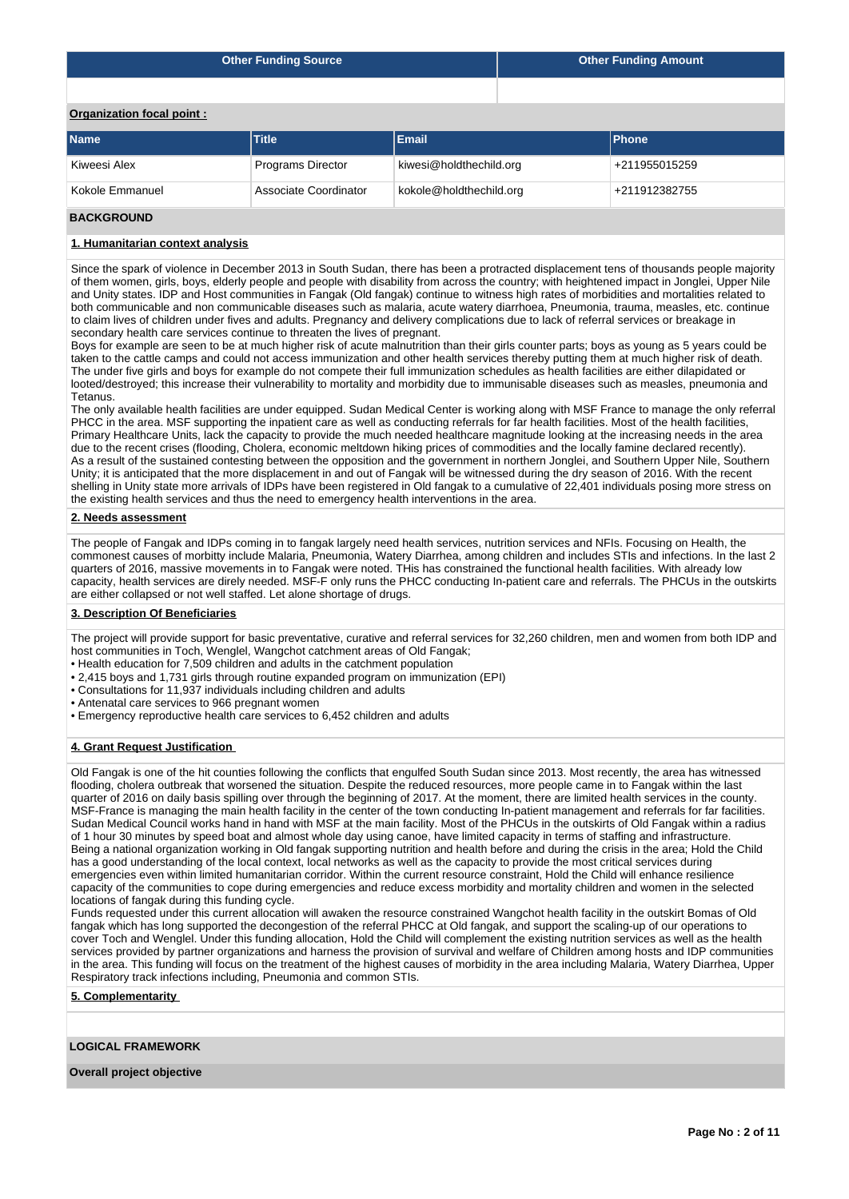| Other Funding Source | Other Funding Amount |
|---|---|
| | |

**Organization focal point :**

| Name | Title | Email | Phone |
|---|---|---|---|
| Kiweesi Alex | Programs Director | kiwesi@holdthechild.org | +211955015259 |
| Kokole Emmanuel | Associate Coordinator | kokole@holdthechild.org | +211912382755 |

## BACKGROUND

### 1. Humanitarian context analysis

Since the spark of violence in December 2013 in South Sudan, there has been a protracted displacement tens of thousands people majority of them women, girls, boys, elderly people and people with disability from across the country; with heightened impact in Jonglei, Upper Nile and Unity states. IDP and Host communities in Fangak (Old fangak) continue to witness high rates of morbidities and mortalities related to both communicable and non communicable diseases such as malaria, acute watery diarrhoea, Pneumonia, trauma, measles, etc. continue to claim lives of children under fives and adults. Pregnancy and delivery complications due to lack of referral services or breakage in secondary health care services continue to threaten the lives of pregnant.
Boys for example are seen to be at much higher risk of acute malnutrition than their girls counter parts; boys as young as 5 years could be taken to the cattle camps and could not access immunization and other health services thereby putting them at much higher risk of death. The under five girls and boys for example do not compete their full immunization schedules as health facilities are either dilapidated or looted/destroyed; this increase their vulnerability to mortality and morbidity due to immunisable diseases such as measles, pneumonia and Tetanus.
The only available health facilities are under equipped. Sudan Medical Center is working along with MSF France to manage the only referral PHCC in the area. MSF supporting the inpatient care as well as conducting referrals for far health facilities. Most of the health facilities, Primary Healthcare Units, lack the capacity to provide the much needed healthcare magnitude looking at the increasing needs in the area due to the recent crises (flooding, Cholera, economic meltdown hiking prices of commodities and the locally famine declared recently).
As a result of the sustained contesting between the opposition and the government in northern Jonglei, and Southern Upper Nile, Southern Unity; it is anticipated that the more displacement in and out of Fangak will be witnessed during the dry season of 2016. With the recent shelling in Unity state more arrivals of IDPs have been registered in Old fangak to a cumulative of 22,401 individuals posing more stress on the existing health services and thus the need to emergency health interventions in the area.

### 2. Needs assessment

The people of Fangak and IDPs coming in to fangak largely need health services, nutrition services and NFIs. Focusing on Health, the commonest causes of morbitty include Malaria, Pneumonia, Watery Diarrhea, among children and includes STIs and infections. In the last 2 quarters of 2016, massive movements in to Fangak were noted. THis has constrained the functional health facilities. With already low capacity, health services are direly needed. MSF-F only runs the PHCC conducting In-patient care and referrals. The PHCUs in the outskirts are either collapsed or not well staffed. Let alone shortage of drugs.

### 3. Description Of Beneficiaries

The project will provide support for basic preventative, curative and referral services for 32,260 children, men and women from both IDP and host communities in Toch, Wenglel, Wangchot catchment areas of Old Fangak;
- Health education for 7,509 children and adults in the catchment population
- 2,415 boys and 1,731 girls through routine expanded program on immunization (EPI)
- Consultations for 11,937 individuals including children and adults
- Antenatal care services to 966 pregnant women
- Emergency reproductive health care services to 6,452 children and adults

### 4. Grant Request Justification

Old Fangak is one of the hit counties following the conflicts that engulfed South Sudan since 2013. Most recently, the area has witnessed flooding, cholera outbreak that worsened the situation. Despite the reduced resources, more people came in to Fangak within the last quarter of 2016 on daily basis spilling over through the beginning of 2017. At the moment, there are limited health services in the county. MSF-France is managing the main health facility in the center of the town conducting In-patient management and referrals for far facilities. Sudan Medical Council works hand in hand with MSF at the main facility. Most of the PHCUs in the outskirts of Old Fangak within a radius of 1 hour 30 minutes by speed boat and almost whole day using canoe, have limited capacity in terms of staffing and infrastructure.
Being a national organization working in Old fangak supporting nutrition and health before and during the crisis in the area; Hold the Child has a good understanding of the local context, local networks as well as the capacity to provide the most critical services during emergencies even within limited humanitarian corridor. Within the current resource constraint, Hold the Child will enhance resilience capacity of the communities to cope during emergencies and reduce excess morbidity and mortality children and women in the selected locations of fangak during this funding cycle.
Funds requested under this current allocation will awaken the resource constrained Wangchot health facility in the outskirt Bomas of Old fangak which has long supported the decongestion of the referral PHCC at Old fangak, and support the scaling-up of our operations to cover Toch and Wenglel. Under this funding allocation, Hold the Child will complement the existing nutrition services as well as the health services provided by partner organizations and harness the provision of survival and welfare of Children among hosts and IDP communities in the area. This funding will focus on the treatment of the highest causes of morbidity in the area including Malaria, Watery Diarrhea, Upper Respiratory track infections including, Pneumonia and common STIs.

### 5. Complementarity

## LOGICAL FRAMEWORK

**Overall project objective**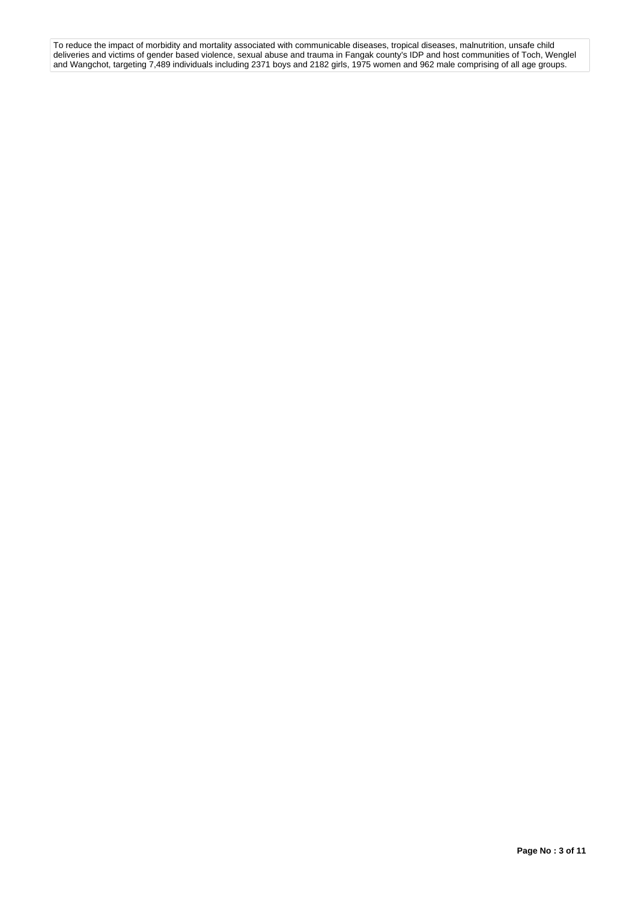To reduce the impact of morbidity and mortality associated with communicable diseases, tropical diseases, malnutrition, unsafe child deliveries and victims of gender based violence, sexual abuse and trauma in Fangak county's IDP and host communities of Toch, Wenglel and Wangchot, targeting 7,489 individuals including 2371 boys and 2182 girls, 1975 women and 962 male comprising of all age groups.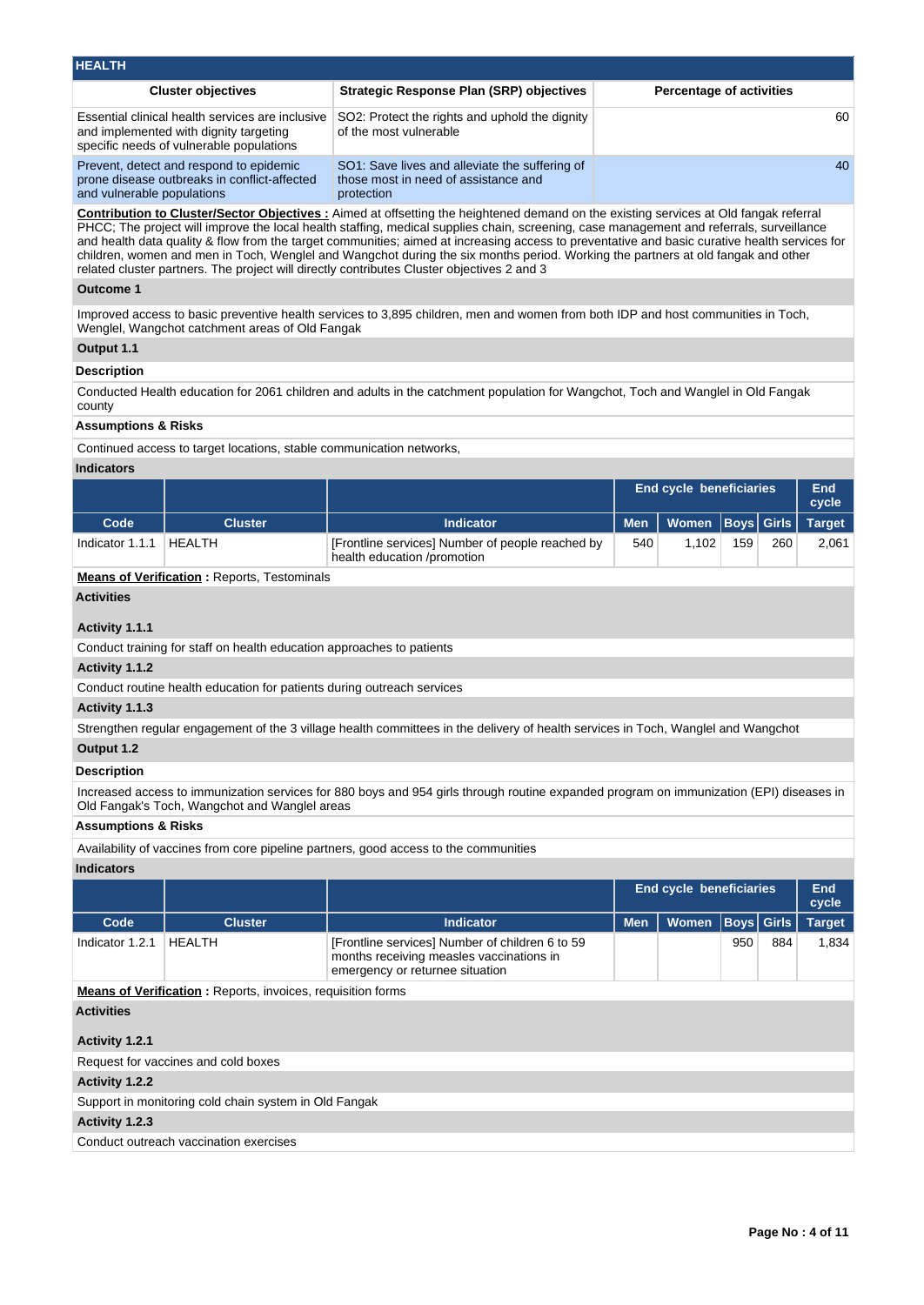## HEALTH

| Cluster objectives | Strategic Response Plan (SRP) objectives | Percentage of activities |
|---|---|---|
| Essential clinical health services are inclusive and implemented with dignity targeting specific needs of vulnerable populations | SO2: Protect the rights and uphold the dignity of the most vulnerable | 60 |
| Prevent, detect and respond to epidemic prone disease outbreaks in conflict-affected and vulnerable populations | SO1: Save lives and alleviate the suffering of those most in need of assistance and protection | 40 |

**Contribution to Cluster/Sector Objectives :** Aimed at offsetting the heightened demand on the existing services at Old fangak referral PHCC; The project will improve the local health staffing, medical supplies chain, screening, case management and referrals, surveillance and health data quality & flow from the target communities; aimed at increasing access to preventative and basic curative health services for children, women and men in Toch, Wenglel and Wangchot during the six months period. Working the partners at old fangak and other related cluster partners. The project will directly contributes Cluster objectives 2 and 3

### Outcome 1

Improved access to basic preventive health services to 3,895 children, men and women from both IDP and host communities in Toch, Wenglel, Wangchot catchment areas of Old Fangak

### Output 1.1

**Description**

Conducted Health education for 2061 children and adults in the catchment population for Wangchot, Toch and Wanglel in Old Fangak county

**Assumptions & Risks**

Continued access to target locations, stable communication networks,

**Indicators**

| | | | End cycle beneficiaries | | | | End cycle |
|---|---|---|---|---|---|---|---|
| **Code** | **Cluster** | **Indicator** | **Men** | **Women** | **Boys** | **Girls** | **Target** |
| Indicator 1.1.1 | HEALTH | [Frontline services] Number of people reached by health education /promotion | 540 | 1,102 | 159 | 260 | 2,061 |

**Means of Verification :** Reports, Testominals

**Activities**

**Activity 1.1.1**

Conduct training for staff on health education approaches to patients

**Activity 1.1.2**

Conduct routine health education for patients during outreach services

**Activity 1.1.3**

Strengthen regular engagement of the 3 village health committees in the delivery of health services in Toch, Wanglel and Wangchot

### Output 1.2

**Description**

Increased access to immunization services for 880 boys and 954 girls through routine expanded program on immunization (EPI) diseases in Old Fangak's Toch, Wangchot and Wanglel areas

**Assumptions & Risks**

Availability of vaccines from core pipeline partners, good access to the communities

**Indicators**

| | | | End cycle beneficiaries | | | | End cycle |
|---|---|---|---|---|---|---|---|
| **Code** | **Cluster** | **Indicator** | **Men** | **Women** | **Boys** | **Girls** | **Target** |
| Indicator 1.2.1 | HEALTH | [Frontline services] Number of children 6 to 59 months receiving measles vaccinations in emergency or returnee situation | | | 950 | 884 | 1,834 |

**Means of Verification :** Reports, invoices, requisition forms

**Activities**

**Activity 1.2.1**

Request for vaccines and cold boxes

**Activity 1.2.2**

Support in monitoring cold chain system in Old Fangak

**Activity 1.2.3**

Conduct outreach vaccination exercises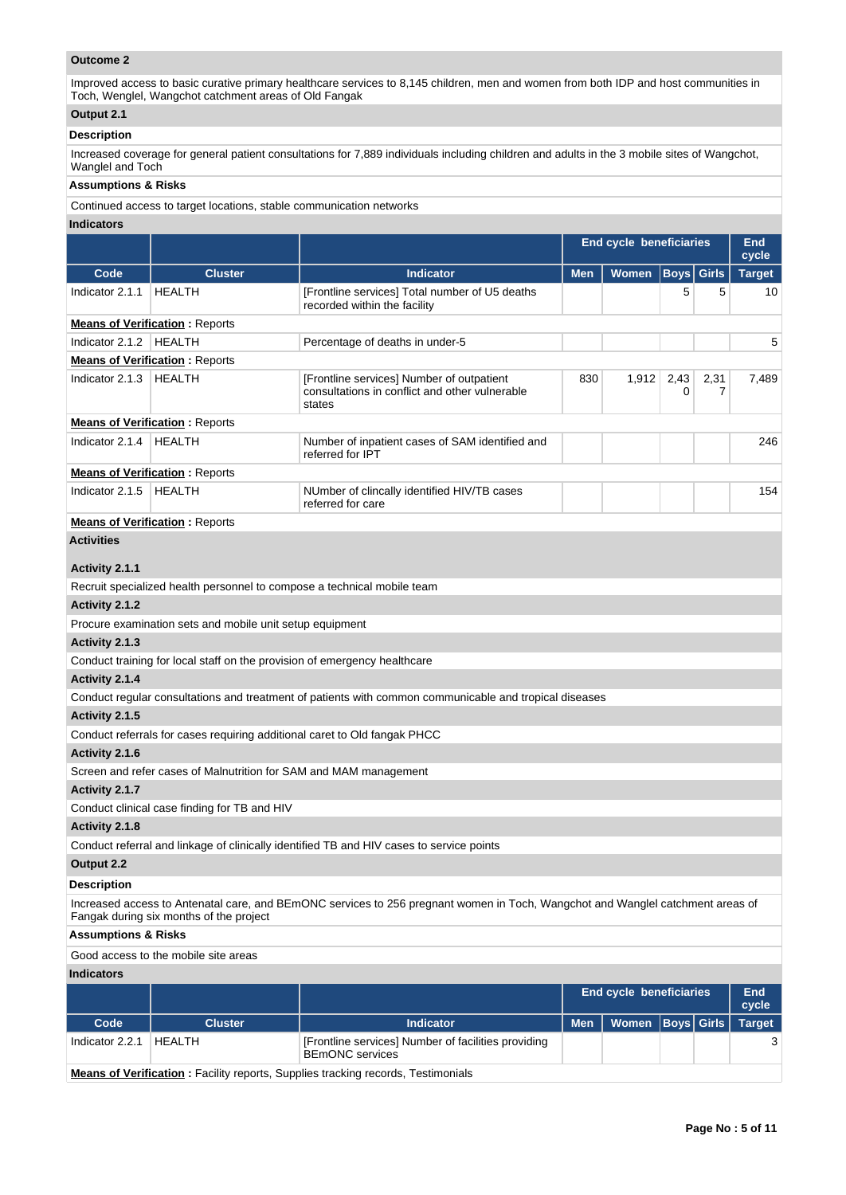### Outcome 2

Improved access to basic curative primary healthcare services to 8,145 children, men and women from both IDP and host communities in Toch, Wenglel, Wangchot catchment areas of Old Fangak

### Output 2.1

**Description**

Increased coverage for general patient consultations for 7,889 individuals including children and adults in the 3 mobile sites of Wangchot, Wanglel and Toch

**Assumptions & Risks**

Continued access to target locations, stable communication networks

**Indicators**

| | | | End cycle beneficiaries | | | | End cycle |
|---|---|---|---|---|---|---|---|
| Code | Cluster | Indicator | Men | Women | Boys | Girls | Target |
| Indicator 2.1.1 | HEALTH | [Frontline services] Total number of U5 deaths recorded within the facility | | | 5 | 5 | 10 |
| **Means of Verification** : Reports | | | | | | | |
| Indicator 2.1.2 | HEALTH | Percentage of deaths in under-5 | | | | | 5 |
| **Means of Verification** : Reports | | | | | | | |
| Indicator 2.1.3 | HEALTH | [Frontline services] Number of outpatient consultations in conflict and other vulnerable states | 830 | 1,912 | 2,430 | 2,317 | 7,489 |
| **Means of Verification** : Reports | | | | | | | |
| Indicator 2.1.4 | HEALTH | Number of inpatient cases of SAM identified and referred for IPT | | | | | 246 |
| **Means of Verification** : Reports | | | | | | | |
| Indicator 2.1.5 | HEALTH | NUmber of clincally identified HIV/TB cases referred for care | | | | | 154 |
| **Means of Verification** : Reports | | | | | | | |

**Activities**

**Activity 2.1.1**

Recruit specialized health personnel to compose a technical mobile team

**Activity 2.1.2**

Procure examination sets and mobile unit setup equipment

**Activity 2.1.3**

Conduct training for local staff on the provision of emergency healthcare

**Activity 2.1.4**

Conduct regular consultations and treatment of patients with common communicable and tropical diseases

**Activity 2.1.5**

Conduct referrals for cases requiring additional caret to Old fangak PHCC

**Activity 2.1.6**

Screen and refer cases of Malnutrition for SAM and MAM management

**Activity 2.1.7**

Conduct clinical case finding for TB and HIV

**Activity 2.1.8**

Conduct referral and linkage of clinically identified TB and HIV cases to service points

### Output 2.2

**Description**

Increased access to Antenatal care, and BEmONC services to 256 pregnant women in Toch, Wangchot and Wanglel catchment areas of Fangak during six months of the project

**Assumptions & Risks**

Good access to the mobile site areas

**Indicators**

| | | | End cycle beneficiaries | | | | End cycle |
|---|---|---|---|---|---|---|---|
| Code | Cluster | Indicator | Men | Women | Boys | Girls | Target |
| Indicator 2.2.1 | HEALTH | [Frontline services] Number of facilities providing BEmONC services | | | | | 3 |
| **Means of Verification** : Facility reports, Supplies tracking records, Testimonials | | | | | | | |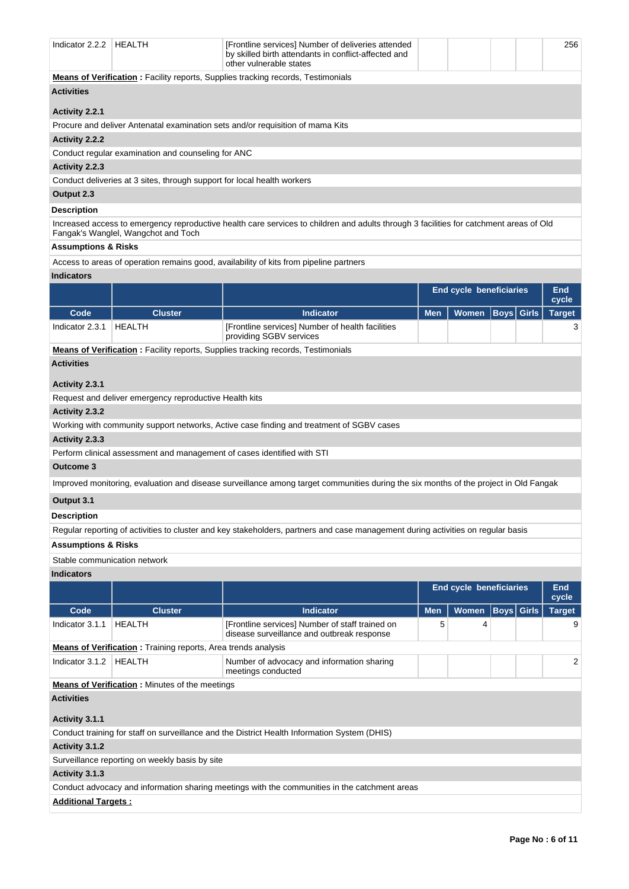| Code | Cluster | Indicator | Men | Women | Boys | Girls | End cycle Target |
|---|---|---|---|---|---|---|---|
| Indicator 2.2.2 | HEALTH | [Frontline services] Number of deliveries attended by skilled birth attendants in conflict-affected and other vulnerable states | | | | | 256 |

**Means of Verification :** Facility reports, Supplies tracking records, Testimonials

**Activities**

**Activity 2.2.1**

Procure and deliver Antenatal examination sets and/or requisition of mama Kits

**Activity 2.2.2**

Conduct regular examination and counseling for ANC

**Activity 2.2.3**

Conduct deliveries at 3 sites, through support for local health workers

**Output 2.3**

**Description**

Increased access to emergency reproductive health care services to children and adults through 3 facilities for catchment areas of Old Fangak's Wanglel, Wangchot and Toch

**Assumptions & Risks**

Access to areas of operation remains good, availability of kits from pipeline partners

**Indicators**

| | | | End cycle beneficiaries | | | | End cycle |
|---|---|---|---|---|---|---|---|
| **Code** | **Cluster** | **Indicator** | **Men** | **Women** | **Boys** | **Girls** | **Target** |
| Indicator 2.3.1 | HEALTH | [Frontline services] Number of health facilities providing SGBV services | | | | | 3 |

**Means of Verification :** Facility reports, Supplies tracking records, Testimonials

**Activities**

**Activity 2.3.1**

Request and deliver emergency reproductive Health kits

**Activity 2.3.2**

Working with community support networks, Active case finding and treatment of SGBV cases

**Activity 2.3.3**

Perform clinical assessment and management of cases identified with STI

**Outcome 3**

Improved monitoring, evaluation and disease surveillance among target communities during the six months of the project in Old Fangak

**Output 3.1**

**Description**

Regular reporting of activities to cluster and key stakeholders, partners and case management during activities on regular basis

**Assumptions & Risks**

Stable communication network

**Indicators**

| | | | End cycle beneficiaries | | | | End cycle |
|---|---|---|---|---|---|---|---|
| **Code** | **Cluster** | **Indicator** | **Men** | **Women** | **Boys** | **Girls** | **Target** |
| Indicator 3.1.1 | HEALTH | [Frontline services] Number of staff trained on disease surveillance and outbreak response | 5 | 4 | | | 9 |
| Indicator 3.1.2 | HEALTH | Number of advocacy and information sharing meetings conducted | | | | | 2 |

**Means of Verification :** Training reports, Area trends analysis (Indicator 3.1.1)

**Means of Verification :** Minutes of the meetings (Indicator 3.1.2)

**Activities**

**Activity 3.1.1**

Conduct training for staff on surveillance and the District Health Information System (DHIS)

**Activity 3.1.2**

Surveillance reporting on weekly basis by site

**Activity 3.1.3**

Conduct advocacy and information sharing meetings with the communities in the catchment areas

**Additional Targets :**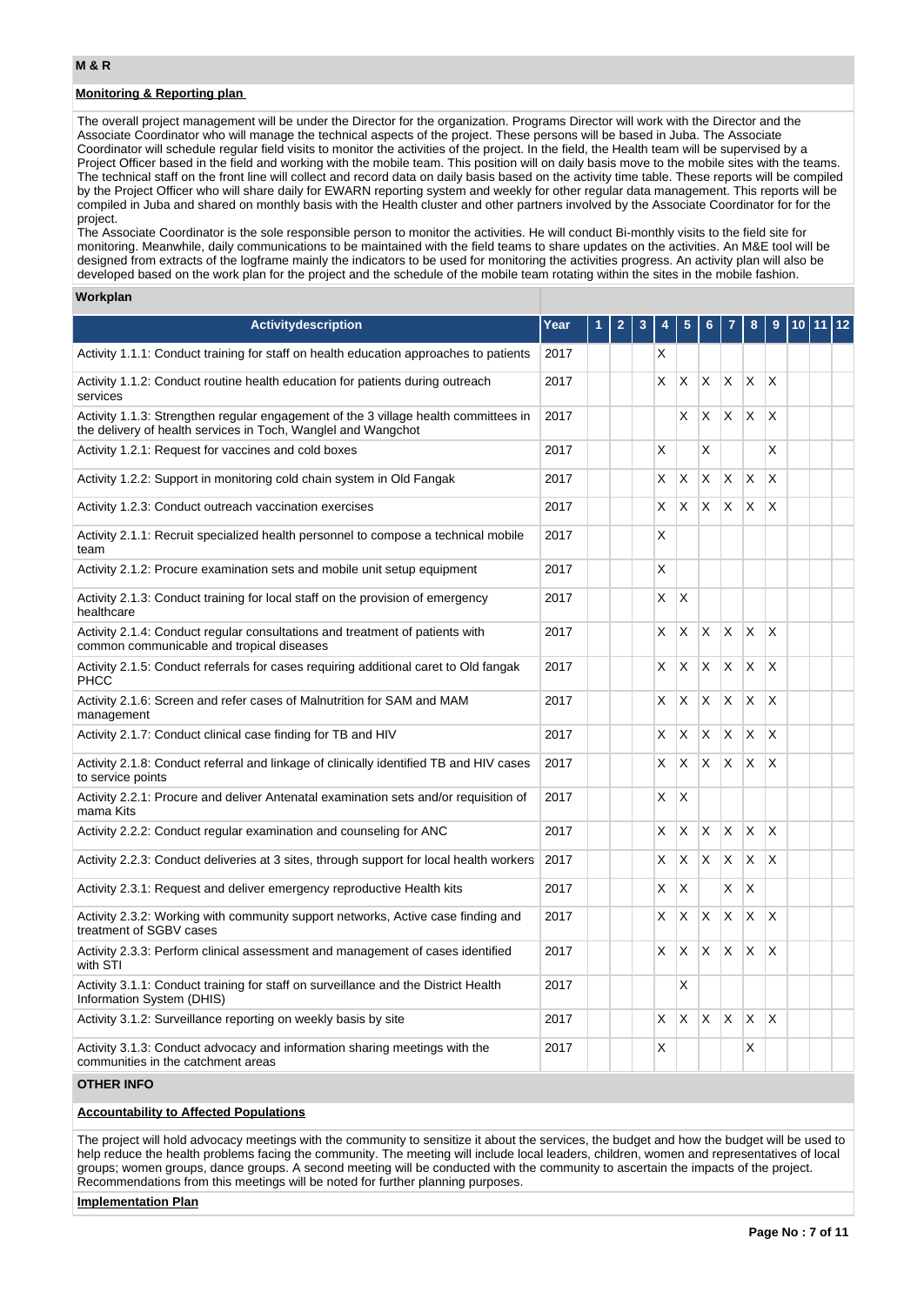## M & R

### Monitoring & Reporting plan

The overall project management will be under the Director for the organization. Programs Director will work with the Director and the Associate Coordinator who will manage the technical aspects of the project. These persons will be based in Juba. The Associate Coordinator will schedule regular field visits to monitor the activities of the project. In the field, the Health team will be supervised by a Project Officer based in the field and working with the mobile team. This position will on daily basis move to the mobile sites with the teams. The technical staff on the front line will collect and record data on daily basis based on the activity time table. These reports will be compiled by the Project Officer who will share daily for EWARN reporting system and weekly for other regular data management. This reports will be compiled in Juba and shared on monthly basis with the Health cluster and other partners involved by the Associate Coordinator for for the project.
The Associate Coordinator is the sole responsible person to monitor the activities. He will conduct Bi-monthly visits to the field site for monitoring. Meanwhile, daily communications to be maintained with the field teams to share updates on the activities. An M&E tool will be designed from extracts of the logframe mainly the indicators to be used for monitoring the activities progress. An activity plan will also be developed based on the work plan for the project and the schedule of the mobile team rotating within the sites in the mobile fashion.

### Workplan

| Activitydescription | Year | 1 | 2 | 3 | 4 | 5 | 6 | 7 | 8 | 9 | 10 | 11 | 12 |
|---|---|---|---|---|---|---|---|---|---|---|---|---|---|
| Activity 1.1.1: Conduct training for staff on health education approaches to patients | 2017 | | | | X | | | | | | | | |
| Activity 1.1.2: Conduct routine health education for patients during outreach services | 2017 | | | | X | X | X | X | X | X | | | |
| Activity 1.1.3: Strengthen regular engagement of the 3 village health committees in the delivery of health services in Toch, Wanglel and Wangchot | 2017 | | | | | X | X | X | X | X | | | |
| Activity 1.2.1: Request for vaccines and cold boxes | 2017 | | | | X | | X | | | X | | | |
| Activity 1.2.2: Support in monitoring cold chain system in Old Fangak | 2017 | | | | X | X | X | X | X | X | | | |
| Activity 1.2.3: Conduct outreach vaccination exercises | 2017 | | | | X | X | X | X | X | X | | | |
| Activity 2.1.1: Recruit specialized health personnel to compose a technical mobile team | 2017 | | | | X | | | | | | | | |
| Activity 2.1.2: Procure examination sets and mobile unit setup equipment | 2017 | | | | X | | | | | | | | |
| Activity 2.1.3: Conduct training for local staff on the provision of emergency healthcare | 2017 | | | | X | X | | | | | | | |
| Activity 2.1.4: Conduct regular consultations and treatment of patients with common communicable and tropical diseases | 2017 | | | | X | X | X | X | X | X | | | |
| Activity 2.1.5: Conduct referrals for cases requiring additional caret to Old fangak PHCC | 2017 | | | | X | X | X | X | X | X | | | |
| Activity 2.1.6: Screen and refer cases of Malnutrition for SAM and MAM management | 2017 | | | | X | X | X | X | X | X | | | |
| Activity 2.1.7: Conduct clinical case finding for TB and HIV | 2017 | | | | X | X | X | X | X | X | | | |
| Activity 2.1.8: Conduct referral and linkage of clinically identified TB and HIV cases to service points | 2017 | | | | X | X | X | X | X | X | | | |
| Activity 2.2.1: Procure and deliver Antenatal examination sets and/or requisition of mama Kits | 2017 | | | | X | X | | | | | | | |
| Activity 2.2.2: Conduct regular examination and counseling for ANC | 2017 | | | | X | X | X | X | X | X | | | |
| Activity 2.2.3: Conduct deliveries at 3 sites, through support for local health workers | 2017 | | | | X | X | X | X | X | X | | | |
| Activity 2.3.1: Request and deliver emergency reproductive Health kits | 2017 | | | | X | X | | X | X | | | | |
| Activity 2.3.2: Working with community support networks, Active case finding and treatment of SGBV cases | 2017 | | | | X | X | X | X | X | X | | | |
| Activity 2.3.3: Perform clinical assessment and management of cases identified with STI | 2017 | | | | X | X | X | X | X | X | | | |
| Activity 3.1.1: Conduct training for staff on surveillance and the District Health Information System (DHIS) | 2017 | | | | | X | | | | | | | |
| Activity 3.1.2: Surveillance reporting on weekly basis by site | 2017 | | | | X | X | X | X | X | X | | | |
| Activity 3.1.3: Conduct advocacy and information sharing meetings with the communities in the catchment areas | 2017 | | | | X | | | | X | | | | |

## OTHER INFO

### Accountability to Affected Populations

The project will hold advocacy meetings with the community to sensitize it about the services, the budget and how the budget will be used to help reduce the health problems facing the community. The meeting will include local leaders, children, women and representatives of local groups; women groups, dance groups. A second meeting will be conducted with the community to ascertain the impacts of the project. Recommendations from this meetings will be noted for further planning purposes.

### Implementation Plan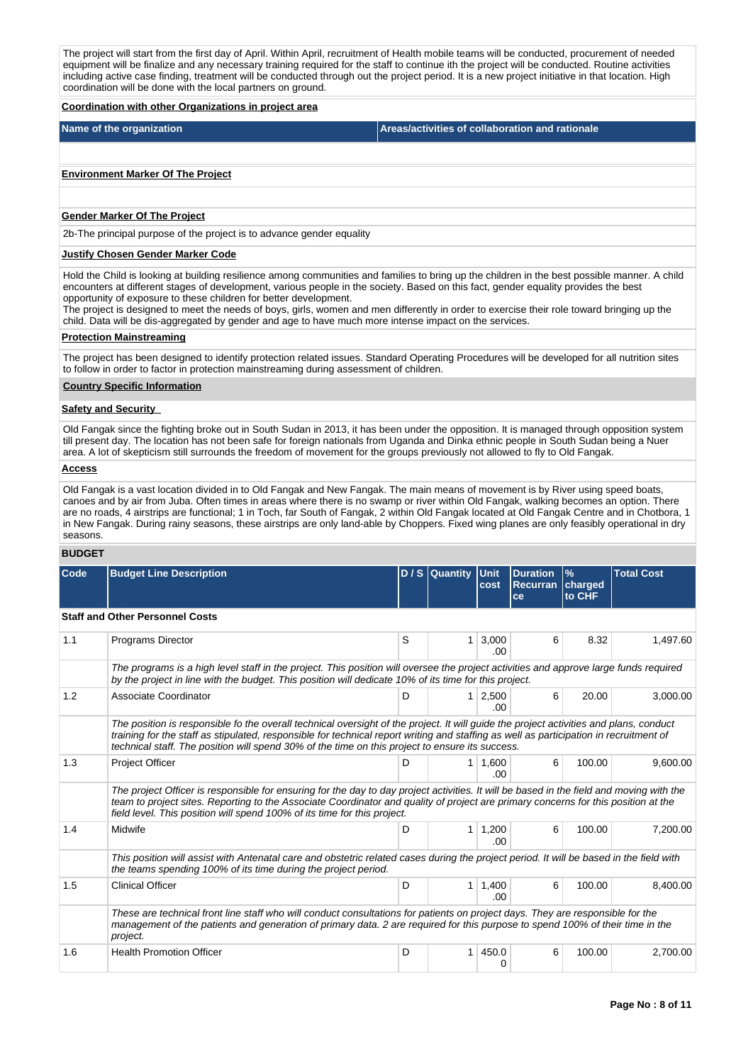The project will start from the first day of April. Within April, recruitment of Health mobile teams will be conducted, procurement of needed equipment will be finalize and any necessary training required for the staff to continue ith the project will be conducted. Routine activities including active case finding, treatment will be conducted through out the project period. It is a new project initiative in that location. High coordination will be done with the local partners on ground.

**Coordination with other Organizations in project area**

| Name of the organization | Areas/activities of collaboration and rationale |
|---|---|
| | |

**Environment Marker Of The Project**

**Gender Marker Of The Project**

2b-The principal purpose of the project is to advance gender equality

**Justify Chosen Gender Marker Code**

Hold the Child is looking at building resilience among communities and families to bring up the children in the best possible manner. A child encounters at different stages of development, various people in the society. Based on this fact, gender equality provides the best opportunity of exposure to these children for better development.
The project is designed to meet the needs of boys, girls, women and men differently in order to exercise their role toward bringing up the child. Data will be dis-aggregated by gender and age to have much more intense impact on the services.

**Protection Mainstreaming**

The project has been designed to identify protection related issues. Standard Operating Procedures will be developed for all nutrition sites to follow in order to factor in protection mainstreaming during assessment of children.

**Country Specific Information**

**Safety and Security**

Old Fangak since the fighting broke out in South Sudan in 2013, it has been under the opposition. It is managed through opposition system till present day. The location has not been safe for foreign nationals from Uganda and Dinka ethnic people in South Sudan being a Nuer area. A lot of skepticism still surrounds the freedom of movement for the groups previously not allowed to fly to Old Fangak.

**Access**

Old Fangak is a vast location divided in to Old Fangak and New Fangak. The main means of movement is by River using speed boats, canoes and by air from Juba. Often times in areas where there is no swamp or river within Old Fangak, walking becomes an option. There are no roads, 4 airstrips are functional; 1 in Toch, far South of Fangak, 2 within Old Fangak located at Old Fangak Centre and in Chotbora, 1 in New Fangak. During rainy seasons, these airstrips are only land-able by Choppers. Fixed wing planes are only feasibly operational in dry seasons.

**BUDGET**

| Code | Budget Line Description | D / S | Quantity | Unit cost | Duration Recurrance | % charged to CHF | Total Cost |
|---|---|---|---|---|---|---|---|
| **Staff and Other Personnel Costs** | | | | | | | |
| 1.1 | Programs Director | S | 1 | 3,000.00 | 6 | 8.32 | 1,497.60 |
| | *The programs is a high level staff in the project. This position will oversee the project activities and approve large funds required by the project in line with the budget. This position will dedicate 10% of its time for this project.* | | | | | | |
| 1.2 | Associate Coordinator | D | 1 | 2,500.00 | 6 | 20.00 | 3,000.00 |
| | *The position is responsible fo the overall technical oversight of the project. It will guide the project activities and plans, conduct training for the staff as stipulated, responsible for technical report writing and staffing as well as participation in recruitment of technical staff. The position will spend 30% of the time on this project to ensure its success.* | | | | | | |
| 1.3 | Project Officer | D | 1 | 1,600.00 | 6 | 100.00 | 9,600.00 |
| | *The project Officer is responsible for ensuring for the day to day project activities. It will be based in the field and moving with the team to project sites. Reporting to the Associate Coordinator and quality of project are primary concerns for this position at the field level. This position will spend 100% of its time for this project.* | | | | | | |
| 1.4 | Midwife | D | 1 | 1,200.00 | 6 | 100.00 | 7,200.00 |
| | *This position will assist with Antenatal care and obstetric related cases during the project period. It will be based in the field with the teams spending 100% of its time during the project period.* | | | | | | |
| 1.5 | Clinical Officer | D | 1 | 1,400.00 | 6 | 100.00 | 8,400.00 |
| | *These are technical front line staff who will conduct consultations for patients on project days. They are responsible for the management of the patients and generation of primary data. 2 are required for this purpose to spend 100% of their time in the project.* | | | | | | |
| 1.6 | Health Promotion Officer | D | 1 | 450.00 | 6 | 100.00 | 2,700.00 |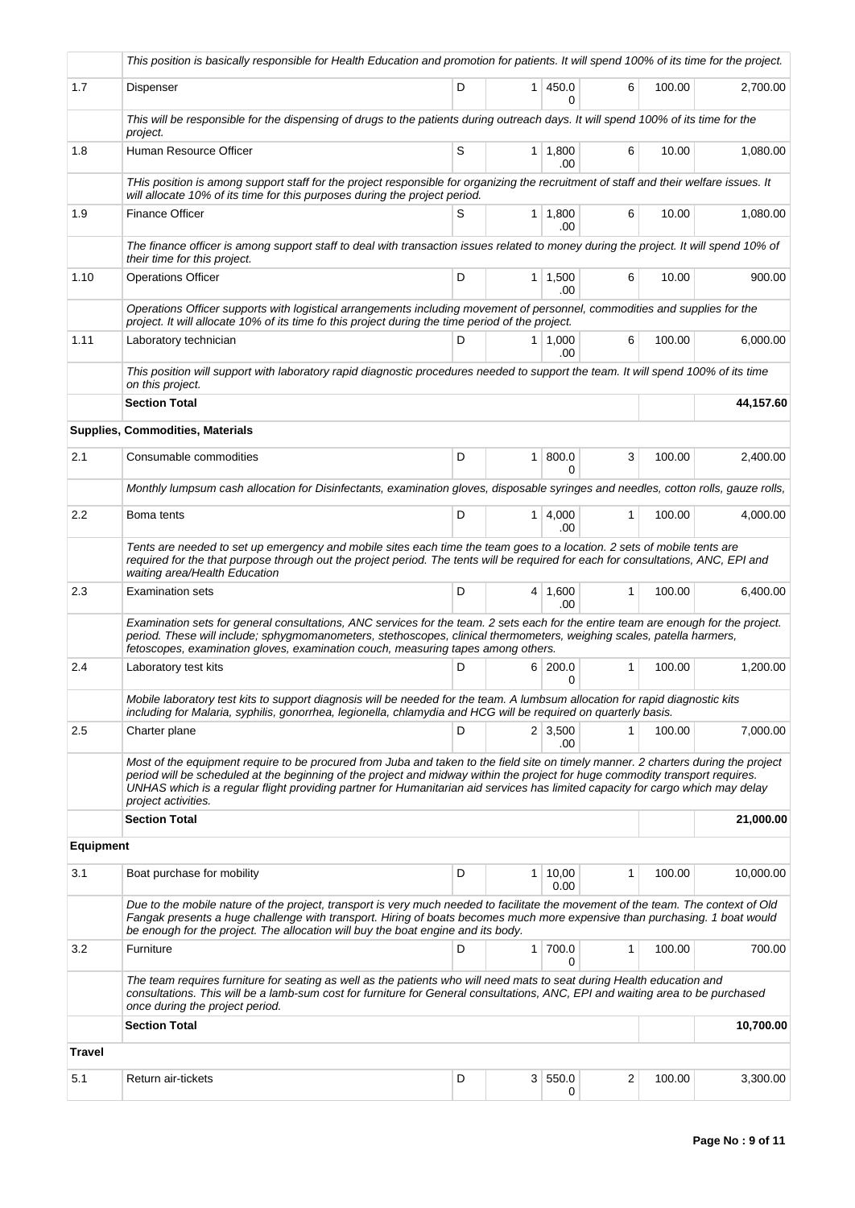| | This position is basically responsible for Health Education and promotion for patients. It will spend 100% of its time for the project. | | | | | | |
|---|---|---|---|---|---|---|---|
| 1.7 | Dispenser | D | 1 | 450.00 | 6 | 100.00 | 2,700.00 |
| | *This will be responsible for the dispensing of drugs to the patients during outreach days. It will spend 100% of its time for the project.* | | | | | | |
| 1.8 | Human Resource Officer | S | 1 | 1,800.00 | 6 | 10.00 | 1,080.00 |
| | *THis position is among support staff for the project responsible for organizing the recruitment of staff and their welfare issues. It will allocate 10% of its time for this purposes during the project period.* | | | | | | |
| 1.9 | Finance Officer | S | 1 | 1,800.00 | 6 | 10.00 | 1,080.00 |
| | *The finance officer is among support staff to deal with transaction issues related to money during the project. It will spend 10% of their time for this project.* | | | | | | |
| 1.10 | Operations Officer | D | 1 | 1,500.00 | 6 | 10.00 | 900.00 |
| | *Operations Officer supports with logistical arrangements including movement of personnel, commodities and supplies for the project. It will allocate 10% of its time fo this project during the time period of the project.* | | | | | | |
| 1.11 | Laboratory technician | D | 1 | 1,000.00 | 6 | 100.00 | 6,000.00 |
| | *This position will support with laboratory rapid diagnostic procedures needed to support the team. It will spend 100% of its time on this project.* | | | | | | |
| | **Section Total** | | | | | | **44,157.60** |
| **Supplies, Commodities, Materials** | | | | | | | |
| 2.1 | Consumable commodities | D | 1 | 800.00 | 3 | 100.00 | 2,400.00 |
| | *Monthly lumpsum cash allocation for Disinfectants, examination gloves, disposable syringes and needles, cotton rolls, gauze rolls,* | | | | | | |
| 2.2 | Boma tents | D | 1 | 4,000.00 | 1 | 100.00 | 4,000.00 |
| | *Tents are needed to set up emergency and mobile sites each time the team goes to a location. 2 sets of mobile tents are required for the that purpose through out the project period. The tents will be required for each for consultations, ANC, EPI and waiting area/Health Education* | | | | | | |
| 2.3 | Examination sets | D | 4 | 1,600.00 | 1 | 100.00 | 6,400.00 |
| | *Examination sets for general consultations, ANC services for the team. 2 sets each for the entire team are enough for the project. period. These will include; sphygmomanometers, stethoscopes, clinical thermometers, weighing scales, patella harmers, fetoscopes, examination gloves, examination couch, measuring tapes among others.* | | | | | | |
| 2.4 | Laboratory test kits | D | 6 | 200.00 | 1 | 100.00 | 1,200.00 |
| | *Mobile laboratory test kits to support diagnosis will be needed for the team. A lumbsum allocation for rapid diagnostic kits including for Malaria, syphilis, gonorrhea, legionella, chlamydia and HCG will be required on quarterly basis.* | | | | | | |
| 2.5 | Charter plane | D | 2 | 3,500.00 | 1 | 100.00 | 7,000.00 |
| | *Most of the equipment require to be procured from Juba and taken to the field site on timely manner. 2 charters during the project period will be scheduled at the beginning of the project and midway within the project for huge commodity transport requires. UNHAS which is a regular flight providing partner for Humanitarian aid services has limited capacity for cargo which may delay project activities.* | | | | | | |
| | **Section Total** | | | | | | **21,000.00** |
| **Equipment** | | | | | | | |
| 3.1 | Boat purchase for mobility | D | 1 | 10,000.00 | 1 | 100.00 | 10,000.00 |
| | *Due to the mobile nature of the project, transport is very much needed to facilitate the movement of the team. The context of Old Fangak presents a huge challenge with transport. Hiring of boats becomes much more expensive than purchasing. 1 boat would be enough for the project. The allocation will buy the boat engine and its body.* | | | | | | |
| 3.2 | Furniture | D | 1 | 700.00 | 1 | 100.00 | 700.00 |
| | *The team requires furniture for seating as well as the patients who will need mats to seat during Health education and consultations. This will be a lamb-sum cost for furniture for General consultations, ANC, EPI and waiting area to be purchased once during the project period.* | | | | | | |
| | **Section Total** | | | | | | **10,700.00** |
| **Travel** | | | | | | | |
| 5.1 | Return air-tickets | D | 3 | 550.00 | 2 | 100.00 | 3,300.00 |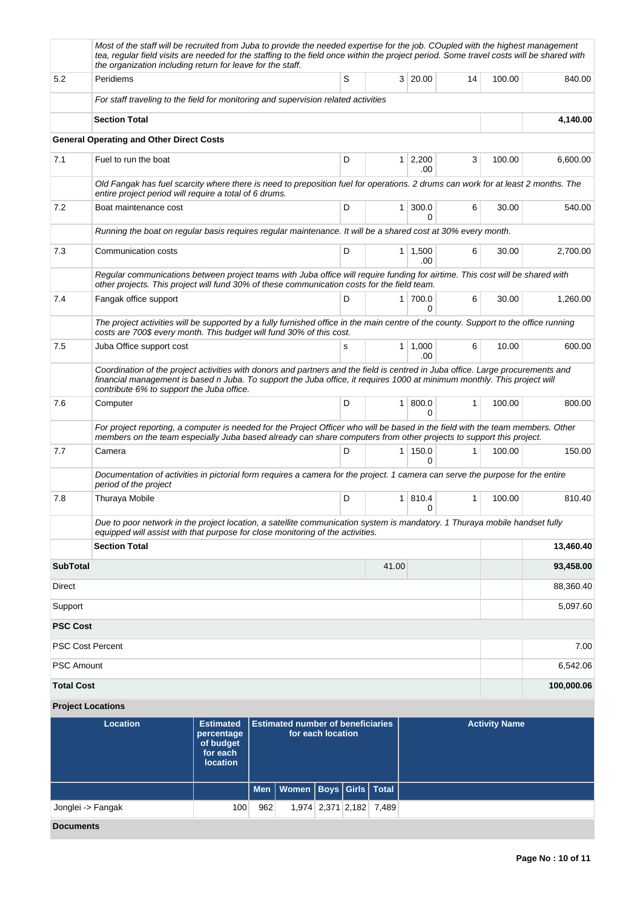| | | | | | | | |
|---|---|---|---|---|---|---|---|
| | *Most of the staff will be recruited from Juba to provide the needed expertise for the job. COupled with the highest management tea, regular field visits are needed for the staffing to the field once within the project period. Some travel costs will be shared with the organization including return for leave for the staff.* | | | | | | |
| 5.2 | Peridiems | S | 3 | 20.00 | 14 | 100.00 | 840.00 |
| | *For staff traveling to the field for monitoring and supervision related activities* | | | | | | |
| | **Section Total** | | | | | | **4,140.00** |
| **General Operating and Other Direct Costs** | | | | | | | |
| 7.1 | Fuel to run the boat | D | 1 | 2,200.00 | 3 | 100.00 | 6,600.00 |
| | *Old Fangak has fuel scarcity where there is need to preposition fuel for operations. 2 drums can work for at least 2 months. The entire project period will require a total of 6 drums.* | | | | | | |
| 7.2 | Boat maintenance cost | D | 1 | 300.00 | 6 | 30.00 | 540.00 |
| | *Running the boat on regular basis requires regular maintenance. It will be a shared cost at 30% every month.* | | | | | | |
| 7.3 | Communication costs | D | 1 | 1,500.00 | 6 | 30.00 | 2,700.00 |
| | *Regular communications between project teams with Juba office will require funding for airtime. This cost will be shared with other projects. This project will fund 30% of these communication costs for the field team.* | | | | | | |
| 7.4 | Fangak office support | D | 1 | 700.00 | 6 | 30.00 | 1,260.00 |
| | *The project activities will be supported by a fully furnished office in the main centre of the county. Support to the office running costs are 700$ every month. This budget will fund 30% of this cost.* | | | | | | |
| 7.5 | Juba Office support cost | s | 1 | 1,000.00 | 6 | 10.00 | 600.00 |
| | *Coordination of the project activities with donors and partners and the field is centred in Juba office. Large procurements and financial management is based n Juba. To support the Juba office, it requires 1000 at minimum monthly. This project will contribute 6% to support the Juba office.* | | | | | | |
| 7.6 | Computer | D | 1 | 800.00 | 1 | 100.00 | 800.00 |
| | *For project reporting, a computer is needed for the Project Officer who will be based in the field with the team members. Other members on the team especially Juba based already can share computers from other projects to support this project.* | | | | | | |
| 7.7 | Camera | D | 1 | 150.00 | 1 | 100.00 | 150.00 |
| | *Documentation of activities in pictorial form requires a camera for the project. 1 camera can serve the purpose for the entire period of the project* | | | | | | |
| 7.8 | Thuraya Mobile | D | 1 | 810.40 | 1 | 100.00 | 810.40 |
| | *Due to poor network in the project location, a satellite communication system is mandatory. 1 Thuraya mobile handset fully equipped will assist with that purpose for close monitoring of the activities.* | | | | | | |
| | **Section Total** | | | | | | **13,460.40** |
| **SubTotal** | | | 41.00 | | | | **93,458.00** |
| Direct | | | | | | | 88,360.40 |
| Support | | | | | | | 5,097.60 |
| **PSC Cost** | | | | | | | |
| PSC Cost Percent | | | | | | | 7.00 |
| PSC Amount | | | | | | | 6,542.06 |
| **Total Cost** | | | | | | | **100,000.06** |

**Project Locations**

| Location | Estimated percentage of budget for each location | Estimated number of beneficiaries for each location | | | | | Activity Name |
|---|---|---|---|---|---|---|---|
| | | Men | Women | Boys | Girls | Total | |
| Jonglei -> Fangak | 100 | 962 | 1,974 | 2,371 | 2,182 | 7,489 | |

**Documents**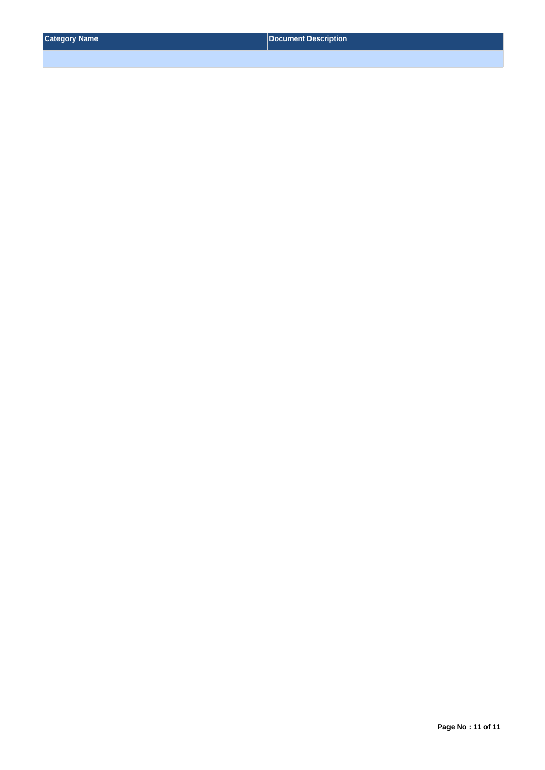| Category Name | Document Description |
| --- | --- |
| | |